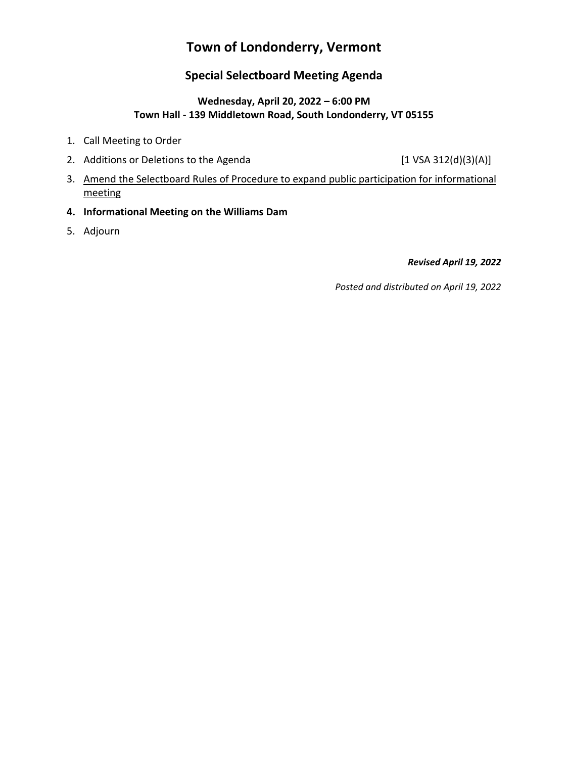# Town of Londonderry, Vermont

## Special Selectboard Meeting Agenda

**Wednesday, April 20, 2022 – 6:00 PM**
**Town Hall - 139 Middletown Road, South Londonderry, VT 05155**

1. Call Meeting to Order
2. Additions or Deletions to the Agenda [1 VSA 312(d)(3)(A)]
3. <u>Amend the Selectboard Rules of Procedure to expand public participation for informational meeting</u>
4. **Informational Meeting on the Williams Dam**
5. Adjourn

***Revised April 19, 2022***

*Posted and distributed on April 19, 2022*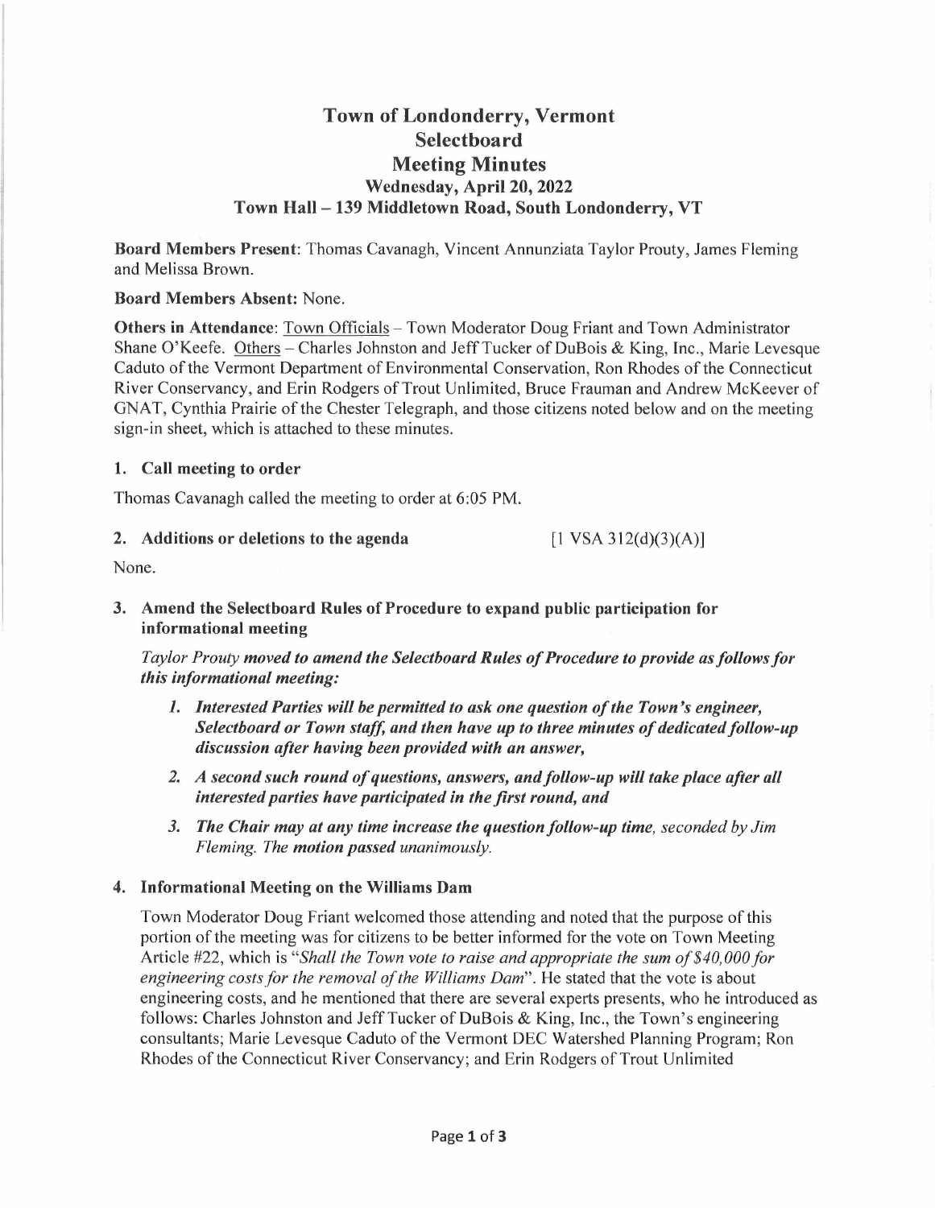# Town of Londonderry, Vermont
## Selectboard
## Meeting Minutes
### Wednesday, April 20, 2022
### Town Hall – 139 Middletown Road, South Londonderry, VT

**Board Members Present**: Thomas Cavanagh, Vincent Annunziata Taylor Prouty, James Fleming and Melissa Brown.

**Board Members Absent:** None.

**Others in Attendance**: Town Officials – Town Moderator Doug Friant and Town Administrator Shane O'Keefe. Others – Charles Johnston and Jeff Tucker of DuBois & King, Inc., Marie Levesque Caduto of the Vermont Department of Environmental Conservation, Ron Rhodes of the Connecticut River Conservancy, and Erin Rodgers of Trout Unlimited, Bruce Frauman and Andrew McKeever of GNAT, Cynthia Prairie of the Chester Telegraph, and those citizens noted below and on the meeting sign-in sheet, which is attached to these minutes.

**1. Call meeting to order**

Thomas Cavanagh called the meeting to order at 6:05 PM.

**2. Additions or deletions to the agenda** [1 VSA 312(d)(3)(A)]

None.

**3. Amend the Selectboard Rules of Procedure to expand public participation for informational meeting**

*Taylor Prouty* ***moved to amend the Selectboard Rules of Procedure to provide as follows for this informational meeting:***

1. ***Interested Parties will be permitted to ask one question of the Town's engineer, Selectboard or Town staff, and then have up to three minutes of dedicated follow-up discussion after having been provided with an answer,***
2. ***A second such round of questions, answers, and follow-up will take place after all interested parties have participated in the first round, and***
3. ***The Chair may at any time increase the question follow-up time****, seconded by Jim Fleming. The* ***motion passed*** *unanimously.*

**4. Informational Meeting on the Williams Dam**

Town Moderator Doug Friant welcomed those attending and noted that the purpose of this portion of the meeting was for citizens to be better informed for the vote on Town Meeting Article #22, which is "*Shall the Town vote to raise and appropriate the sum of $40,000 for engineering costs for the removal of the Williams Dam*". He stated that the vote is about engineering costs, and he mentioned that there are several experts presents, who he introduced as follows: Charles Johnston and Jeff Tucker of DuBois & King, Inc., the Town's engineering consultants; Marie Levesque Caduto of the Vermont DEC Watershed Planning Program; Ron Rhodes of the Connecticut River Conservancy; and Erin Rodgers of Trout Unlimited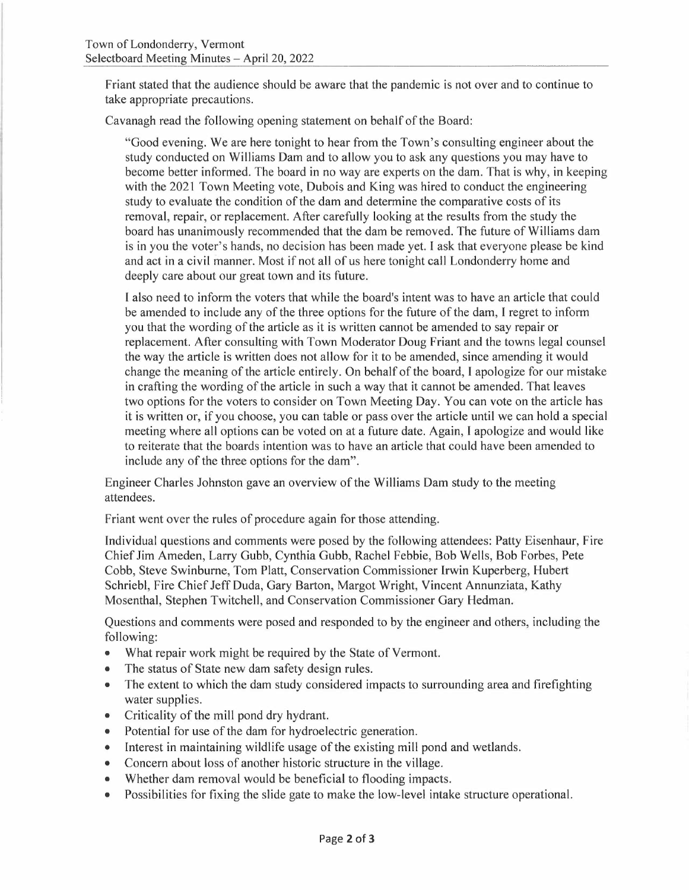Friant stated that the audience should be aware that the pandemic is not over and to continue to take appropriate precautions.

Cavanagh read the following opening statement on behalf of the Board:

> "Good evening. We are here tonight to hear from the Town's consulting engineer about the study conducted on Williams Dam and to allow you to ask any questions you may have to become better informed. The board in no way are experts on the dam. That is why, in keeping with the 2021 Town Meeting vote, Dubois and King was hired to conduct the engineering study to evaluate the condition of the dam and determine the comparative costs of its removal, repair, or replacement. After carefully looking at the results from the study the board has unanimously recommended that the dam be removed. The future of Williams dam is in you the voter's hands, no decision has been made yet. I ask that everyone please be kind and act in a civil manner. Most if not all of us here tonight call Londonderry home and deeply care about our great town and its future.
>
> I also need to inform the voters that while the board's intent was to have an article that could be amended to include any of the three options for the future of the dam, I regret to inform you that the wording of the article as it is written cannot be amended to say repair or replacement. After consulting with Town Moderator Doug Friant and the towns legal counsel the way the article is written does not allow for it to be amended, since amending it would change the meaning of the article entirely. On behalf of the board, I apologize for our mistake in crafting the wording of the article in such a way that it cannot be amended. That leaves two options for the voters to consider on Town Meeting Day. You can vote on the article has it is written or, if you choose, you can table or pass over the article until we can hold a special meeting where all options can be voted on at a future date. Again, I apologize and would like to reiterate that the boards intention was to have an article that could have been amended to include any of the three options for the dam".

Engineer Charles Johnston gave an overview of the Williams Dam study to the meeting attendees.

Friant went over the rules of procedure again for those attending.

Individual questions and comments were posed by the following attendees: Patty Eisenhaur, Fire Chief Jim Ameden, Larry Gubb, Cynthia Gubb, Rachel Febbie, Bob Wells, Bob Forbes, Pete Cobb, Steve Swinburne, Tom Platt, Conservation Commissioner Irwin Kuperberg, Hubert Schriebl, Fire Chief Jeff Duda, Gary Barton, Margot Wright, Vincent Annunziata, Kathy Mosenthal, Stephen Twitchell, and Conservation Commissioner Gary Hedman.

Questions and comments were posed and responded to by the engineer and others, including the following:

- What repair work might be required by the State of Vermont.
- The status of State new dam safety design rules.
- The extent to which the dam study considered impacts to surrounding area and firefighting water supplies.
- Criticality of the mill pond dry hydrant.
- Potential for use of the dam for hydroelectric generation.
- Interest in maintaining wildlife usage of the existing mill pond and wetlands.
- Concern about loss of another historic structure in the village.
- Whether dam removal would be beneficial to flooding impacts.
- Possibilities for fixing the slide gate to make the low-level intake structure operational.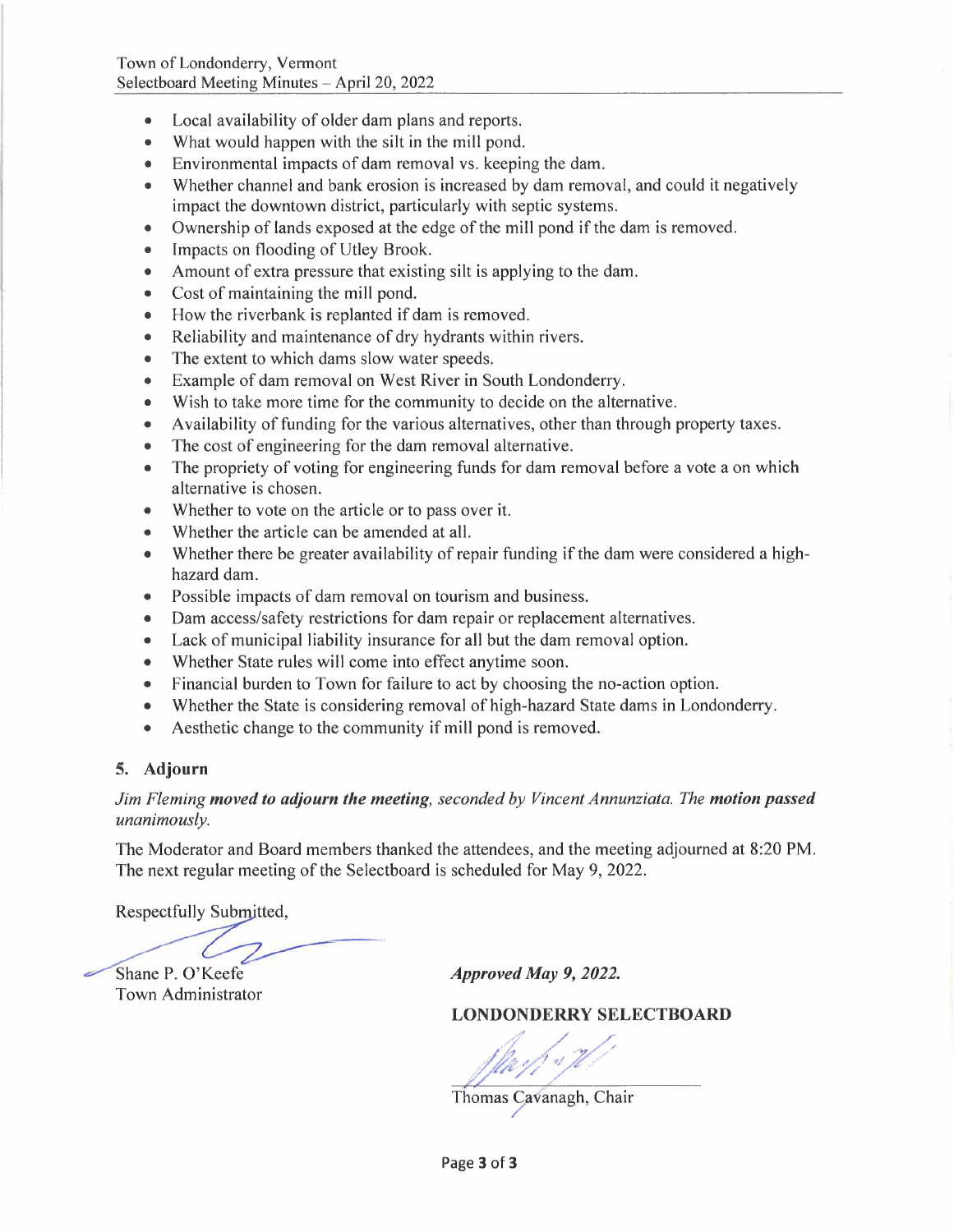- Local availability of older dam plans and reports.
- What would happen with the silt in the mill pond.
- Environmental impacts of dam removal vs. keeping the dam.
- Whether channel and bank erosion is increased by dam removal, and could it negatively impact the downtown district, particularly with septic systems.
- Ownership of lands exposed at the edge of the mill pond if the dam is removed.
- Impacts on flooding of Utley Brook.
- Amount of extra pressure that existing silt is applying to the dam.
- Cost of maintaining the mill pond.
- How the riverbank is replanted if dam is removed.
- Reliability and maintenance of dry hydrants within rivers.
- The extent to which dams slow water speeds.
- Example of dam removal on West River in South Londonderry.
- Wish to take more time for the community to decide on the alternative.
- Availability of funding for the various alternatives, other than through property taxes.
- The cost of engineering for the dam removal alternative.
- The propriety of voting for engineering funds for dam removal before a vote a on which alternative is chosen.
- Whether to vote on the article or to pass over it.
- Whether the article can be amended at all.
- Whether there be greater availability of repair funding if the dam were considered a high-hazard dam.
- Possible impacts of dam removal on tourism and business.
- Dam access/safety restrictions for dam repair or replacement alternatives.
- Lack of municipal liability insurance for all but the dam removal option.
- Whether State rules will come into effect anytime soon.
- Financial burden to Town for failure to act by choosing the no-action option.
- Whether the State is considering removal of high-hazard State dams in Londonderry.
- Aesthetic change to the community if mill pond is removed.

## 5. Adjourn

*Jim Fleming **moved to adjourn the meeting**, seconded by Vincent Annunziata. The **motion passed** unanimously.*

The Moderator and Board members thanked the attendees, and the meeting adjourned at 8:20 PM. The next regular meeting of the Selectboard is scheduled for May 9, 2022.

Respectfully Submitted,

Shane P. O'Keefe
Town Administrator

***Approved May 9, 2022.***

**LONDONDERRY SELECTBOARD**

Thomas Cavanagh, Chair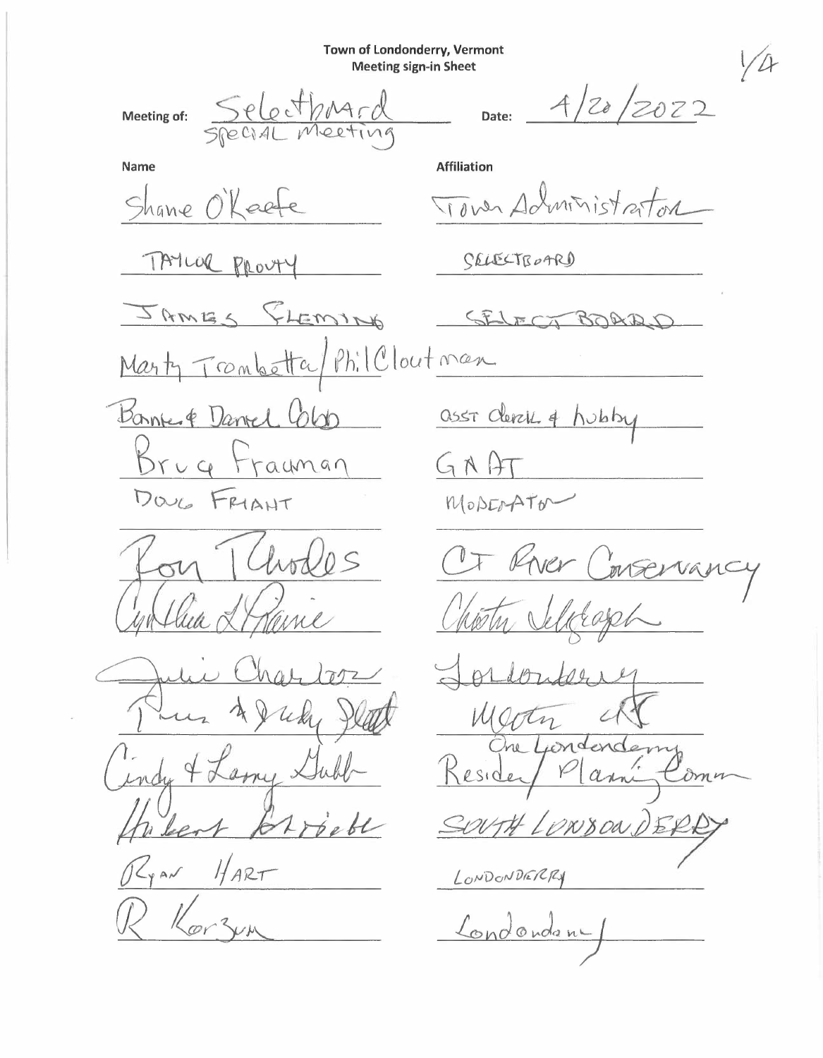# Town of Londonderry, Vermont
## Meeting sign-in Sheet

1/4

**Meeting of:** Selectboard Special Meeting **Date:** 4/20/2022

| Name | Affiliation |
|---|---|
| Shane O'Keefe | Town Administrator |
| TAYLOR PROUTY | SELECTBOARD |
| JAMES FLEMING | SELECTBOARD |
| Marty Trombetta / Phil Cloutman | |
| Bonnie & Daniel Cobb | asst clerk & hubby |
| Bruce Frauman | GNAT |
| DOUG FRIANT | MODERATOR |
| Ron Rhodes | CT River Conservancy |
| Cynthia LaPrairie | Chester Telegraph |
| Julie Charlton | Londonderry |
| Tim & Judy Platt | Mtn CT |
| Cindy & Larry Gubb | Resident / Planning Comm One Londonderry |
| Hubert Pratt | SOUTH LONDONDERRY |
| RYAN HART | LONDONDERRY |
| R Korzun | Londonderry |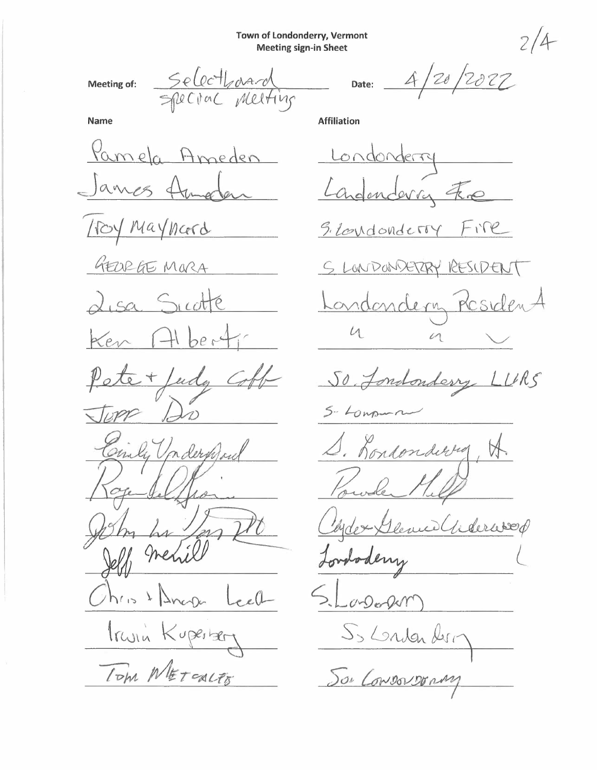**Town of Londonderry, Vermont**
**Meeting sign-in Sheet**

2/4

**Meeting of:** Selectboard Special Meeting  **Date:** 4/20/2022

| Name | Affiliation |
|---|---|
| Pamela Ameden | Londonderry |
| James Ameden | Londonderry Fire |
| Troy Maynard | S. Londonderry Fire |
| GEORGE MORA | S LONDONDERRY RESIDENT |
| Lisa Sicotte | Londonderry Resident |
| Ken Alberti | " " |
| Pete + Judy Coff | So. Londonderry LURS |
| Jeff Do | S. Londonderry |
| Emily Underwood | S. Londonderry, VT. |
| Roger Del Fiorio | Powder Mill |
| John Van Zant | Cyder Glenn Underwood |
| Jeff Merrill | Londonderry |
| Chris + Anna Leech | S. Londonderry |
| Irwin Kuperberg | S. Londonderry |
| TOM METCALFE | So. LONDONDERRY |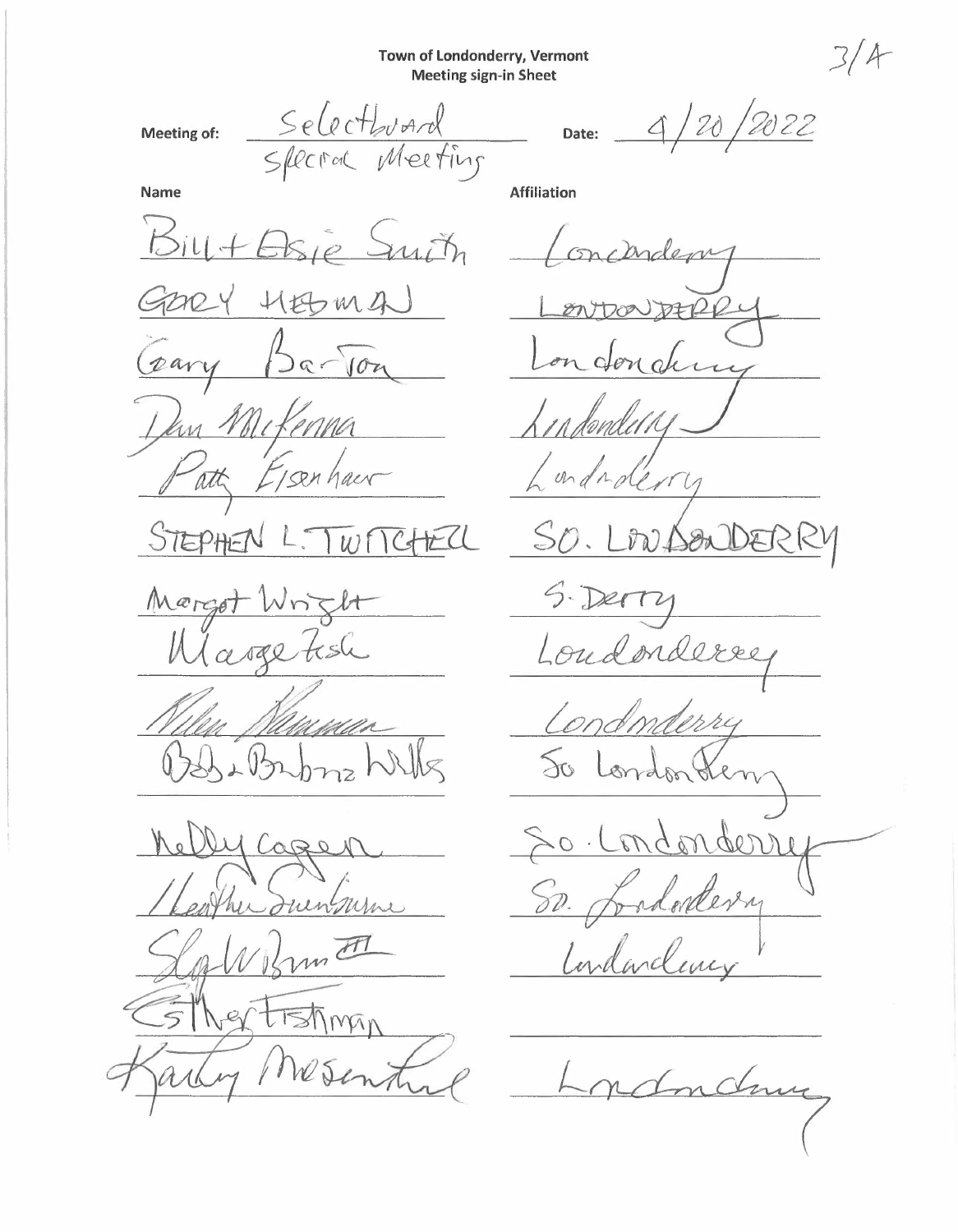# Town of Londonderry, Vermont
## Meeting sign-in Sheet

3/A

**Meeting of:** Selectboard Special Meeting  **Date:** 4/20/2022

| Name | Affiliation |
|---|---|
| Bill + Elsie Smith | Londonderry |
| Gary Hedman | LONDONDERRY |
| Gary Barton | Londonderry |
| Dan McKenna | Londonderry |
| Patty Eisenhauer | Londonderry |
| STEPHEN L. TWITCHELL | SO. LONDONDERRY |
| Margot Wright | S. Derry |
| Marge Fish | Londonderry |
| Nilen Hamman | Londonderry |
| Bob & Barbara Wells | So Londonderry |
| Kelly Capen | So. Londonderry |
| Heather Swenburne | So. Londonderry |
| Slg W Brown III | Londonderry |
| Esther Fishman | |
| Kathy Mosenthal | Londonderry |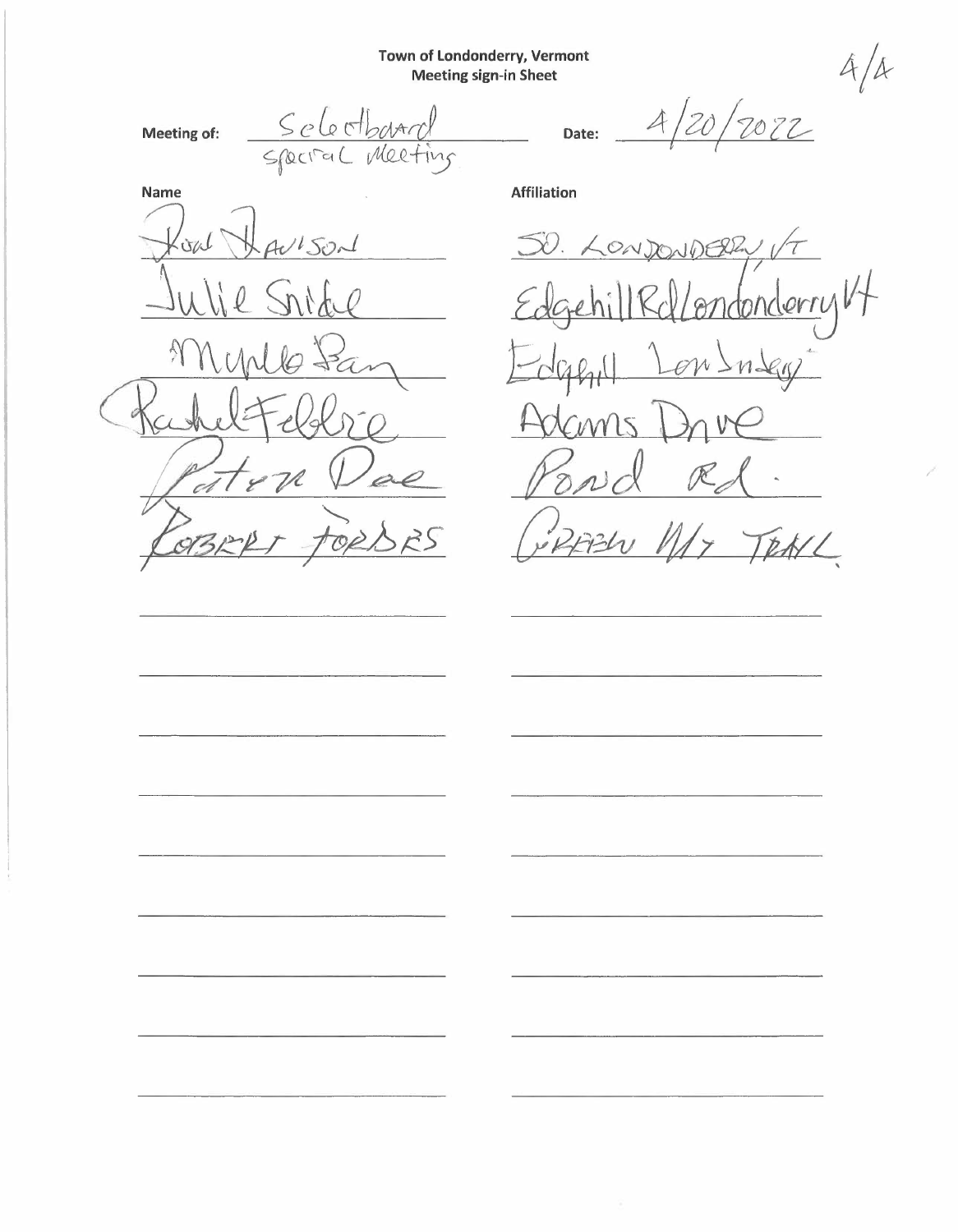**Town of Londonderry, Vermont**
**Meeting sign-in Sheet**

4/4

**Meeting of:** Selectboard Special Meeting **Date:** 4/20/2022

| Name | Affiliation |
|---|---|
| Ron Davison | SO. LONDONDERRY VT |
| Julie Snide | Edgehill Rd Londonderry Vt |
| Murlo Barn | Edgehill Londnderry |
| Rachel Febbrie | Adams Drive |
| Peter Dae | Pond Rd. |
| ROBERT FORBES | GREEN MT TRAIL |
| | |
| | |
| | |
| | |
| | |
| | |
| | |
| | |